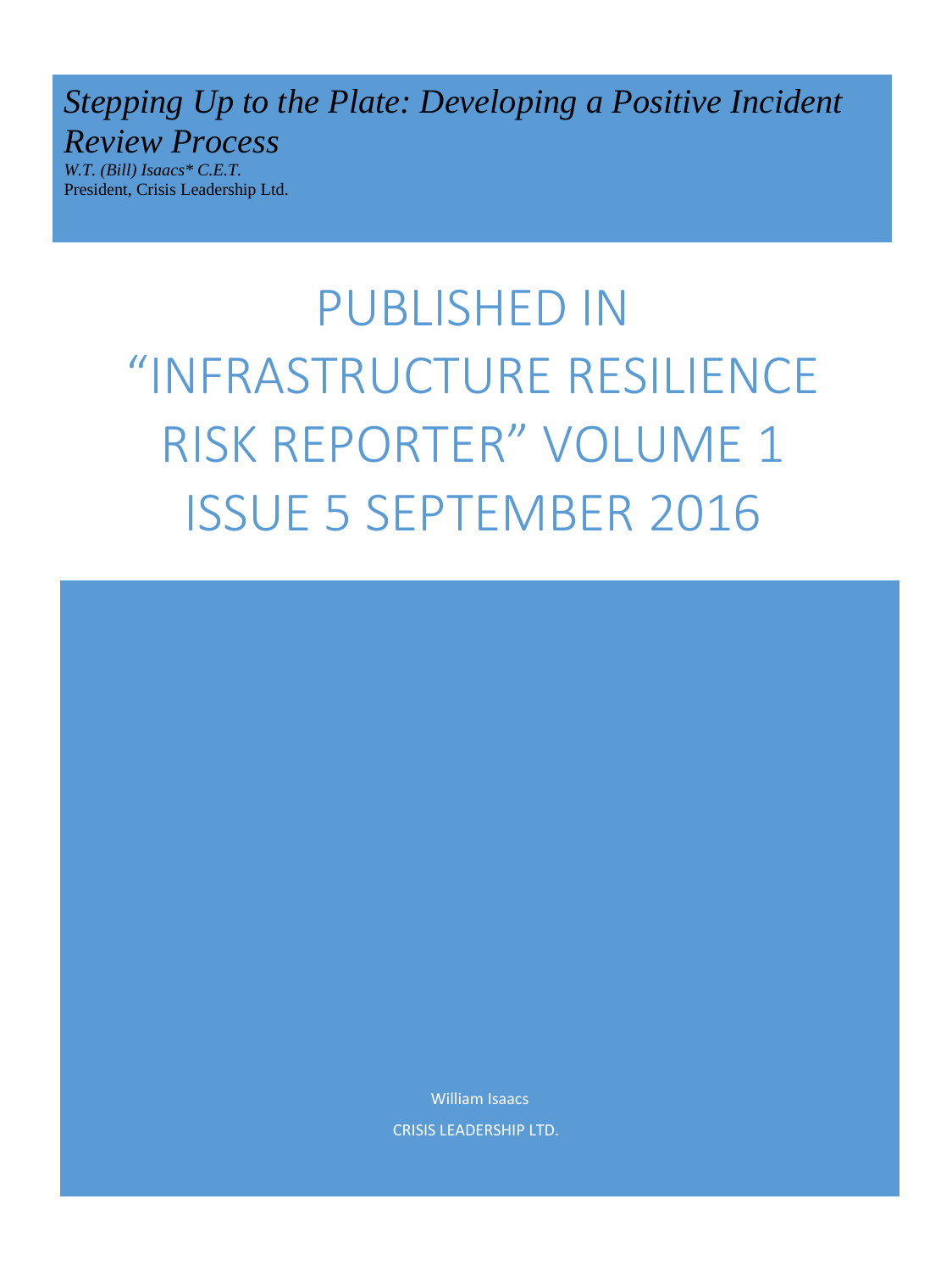# *Stepping Up to the Plate: Developing a Positive Incident Review Process*

*W.T. (Bill) Isaacs* C.E.T.*
President, Crisis Leadership Ltd.

## PUBLISHED IN "INFRASTRUCTURE RESILIENCE RISK REPORTER" VOLUME 1 ISSUE 5 SEPTEMBER 2016

William Isaacs

CRISIS LEADERSHIP LTD.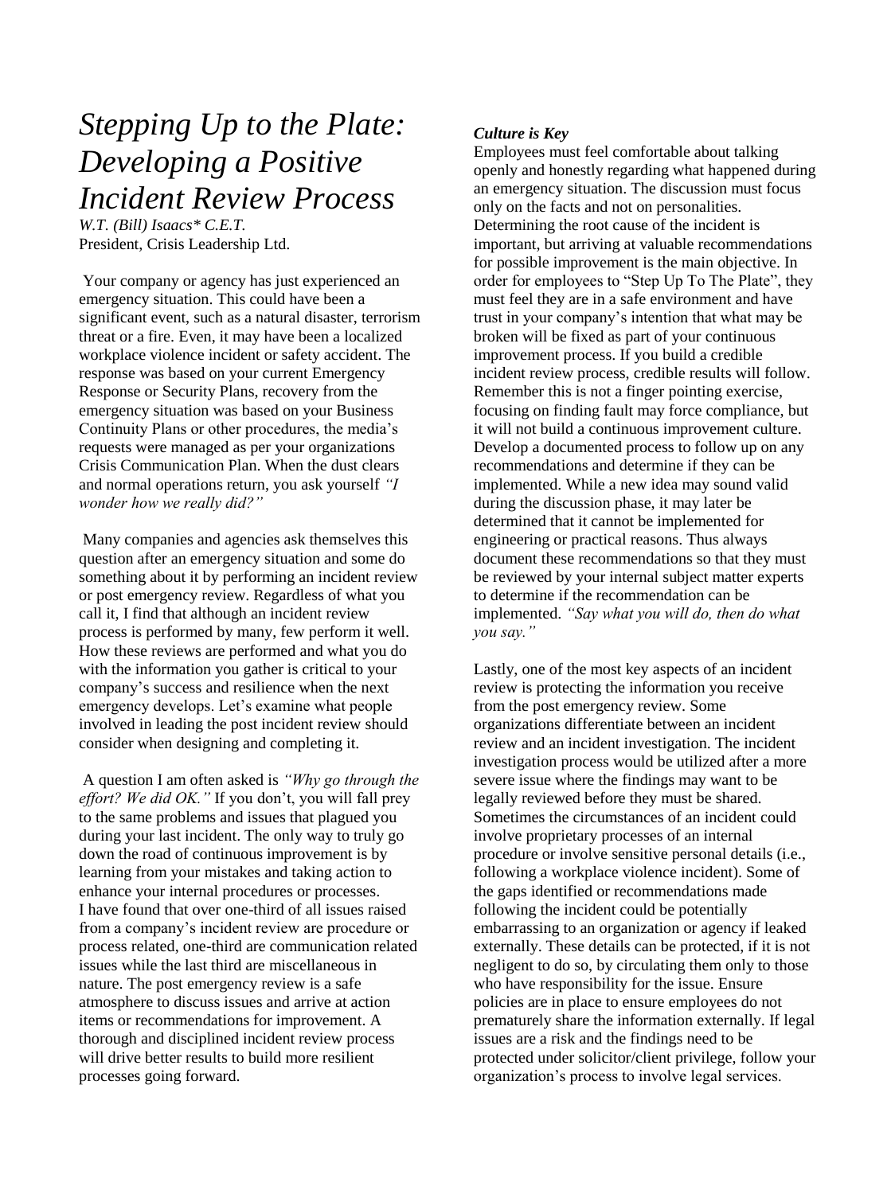# *Stepping Up to the Plate: Developing a Positive Incident Review Process*

*W.T. (Bill) Isaacs\* C.E.T.*
President, Crisis Leadership Ltd.

Your company or agency has just experienced an emergency situation. This could have been a significant event, such as a natural disaster, terrorism threat or a fire. Even, it may have been a localized workplace violence incident or safety accident. The response was based on your current Emergency Response or Security Plans, recovery from the emergency situation was based on your Business Continuity Plans or other procedures, the media's requests were managed as per your organizations Crisis Communication Plan. When the dust clears and normal operations return, you ask yourself *"I wonder how we really did?"*

Many companies and agencies ask themselves this question after an emergency situation and some do something about it by performing an incident review or post emergency review. Regardless of what you call it, I find that although an incident review process is performed by many, few perform it well. How these reviews are performed and what you do with the information you gather is critical to your company's success and resilience when the next emergency develops. Let's examine what people involved in leading the post incident review should consider when designing and completing it.

A question I am often asked is *"Why go through the effort? We did OK."* If you don't, you will fall prey to the same problems and issues that plagued you during your last incident. The only way to truly go down the road of continuous improvement is by learning from your mistakes and taking action to enhance your internal procedures or processes. I have found that over one-third of all issues raised from a company's incident review are procedure or process related, one-third are communication related issues while the last third are miscellaneous in nature. The post emergency review is a safe atmosphere to discuss issues and arrive at action items or recommendations for improvement. A thorough and disciplined incident review process will drive better results to build more resilient processes going forward.

***Culture is Key***

Employees must feel comfortable about talking openly and honestly regarding what happened during an emergency situation. The discussion must focus only on the facts and not on personalities. Determining the root cause of the incident is important, but arriving at valuable recommendations for possible improvement is the main objective. In order for employees to "Step Up To The Plate", they must feel they are in a safe environment and have trust in your company's intention that what may be broken will be fixed as part of your continuous improvement process. If you build a credible incident review process, credible results will follow. Remember this is not a finger pointing exercise, focusing on finding fault may force compliance, but it will not build a continuous improvement culture. Develop a documented process to follow up on any recommendations and determine if they can be implemented. While a new idea may sound valid during the discussion phase, it may later be determined that it cannot be implemented for engineering or practical reasons. Thus always document these recommendations so that they must be reviewed by your internal subject matter experts to determine if the recommendation can be implemented. *"Say what you will do, then do what you say."*

Lastly, one of the most key aspects of an incident review is protecting the information you receive from the post emergency review. Some organizations differentiate between an incident review and an incident investigation. The incident investigation process would be utilized after a more severe issue where the findings may want to be legally reviewed before they must be shared. Sometimes the circumstances of an incident could involve proprietary processes of an internal procedure or involve sensitive personal details (i.e., following a workplace violence incident). Some of the gaps identified or recommendations made following the incident could be potentially embarrassing to an organization or agency if leaked externally. These details can be protected, if it is not negligent to do so, by circulating them only to those who have responsibility for the issue. Ensure policies are in place to ensure employees do not prematurely share the information externally. If legal issues are a risk and the findings need to be protected under solicitor/client privilege, follow your organization's process to involve legal services.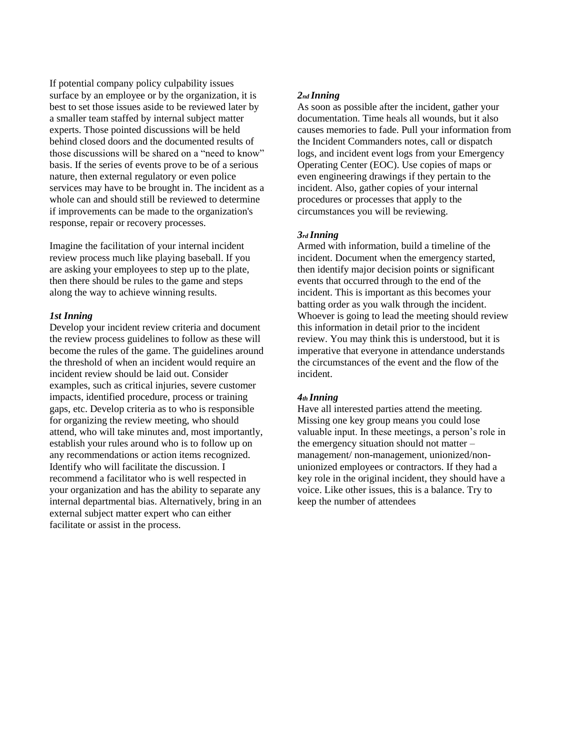If potential company policy culpability issues surface by an employee or by the organization, it is best to set those issues aside to be reviewed later by a smaller team staffed by internal subject matter experts. Those pointed discussions will be held behind closed doors and the documented results of those discussions will be shared on a "need to know" basis. If the series of events prove to be of a serious nature, then external regulatory or even police services may have to be brought in. The incident as a whole can and should still be reviewed to determine if improvements can be made to the organization's response, repair or recovery processes.

Imagine the facilitation of your internal incident review process much like playing baseball. If you are asking your employees to step up to the plate, then there should be rules to the game and steps along the way to achieve winning results.

***1st Inning***

Develop your incident review criteria and document the review process guidelines to follow as these will become the rules of the game. The guidelines around the threshold of when an incident would require an incident review should be laid out. Consider examples, such as critical injuries, severe customer impacts, identified procedure, process or training gaps, etc. Develop criteria as to who is responsible for organizing the review meeting, who should attend, who will take minutes and, most importantly, establish your rules around who is to follow up on any recommendations or action items recognized. Identify who will facilitate the discussion. I recommend a facilitator who is well respected in your organization and has the ability to separate any internal departmental bias. Alternatively, bring in an external subject matter expert who can either facilitate or assist in the process.

***2nd Inning***

As soon as possible after the incident, gather your documentation. Time heals all wounds, but it also causes memories to fade. Pull your information from the Incident Commanders notes, call or dispatch logs, and incident event logs from your Emergency Operating Center (EOC). Use copies of maps or even engineering drawings if they pertain to the incident. Also, gather copies of your internal procedures or processes that apply to the circumstances you will be reviewing.

***3rd Inning***

Armed with information, build a timeline of the incident. Document when the emergency started, then identify major decision points or significant events that occurred through to the end of the incident. This is important as this becomes your batting order as you walk through the incident. Whoever is going to lead the meeting should review this information in detail prior to the incident review. You may think this is understood, but it is imperative that everyone in attendance understands the circumstances of the event and the flow of the incident.

***4th Inning***

Have all interested parties attend the meeting. Missing one key group means you could lose valuable input. In these meetings, a person's role in the emergency situation should not matter – management/ non-management, unionized/non-unionized employees or contractors. If they had a key role in the original incident, they should have a voice. Like other issues, this is a balance. Try to keep the number of attendees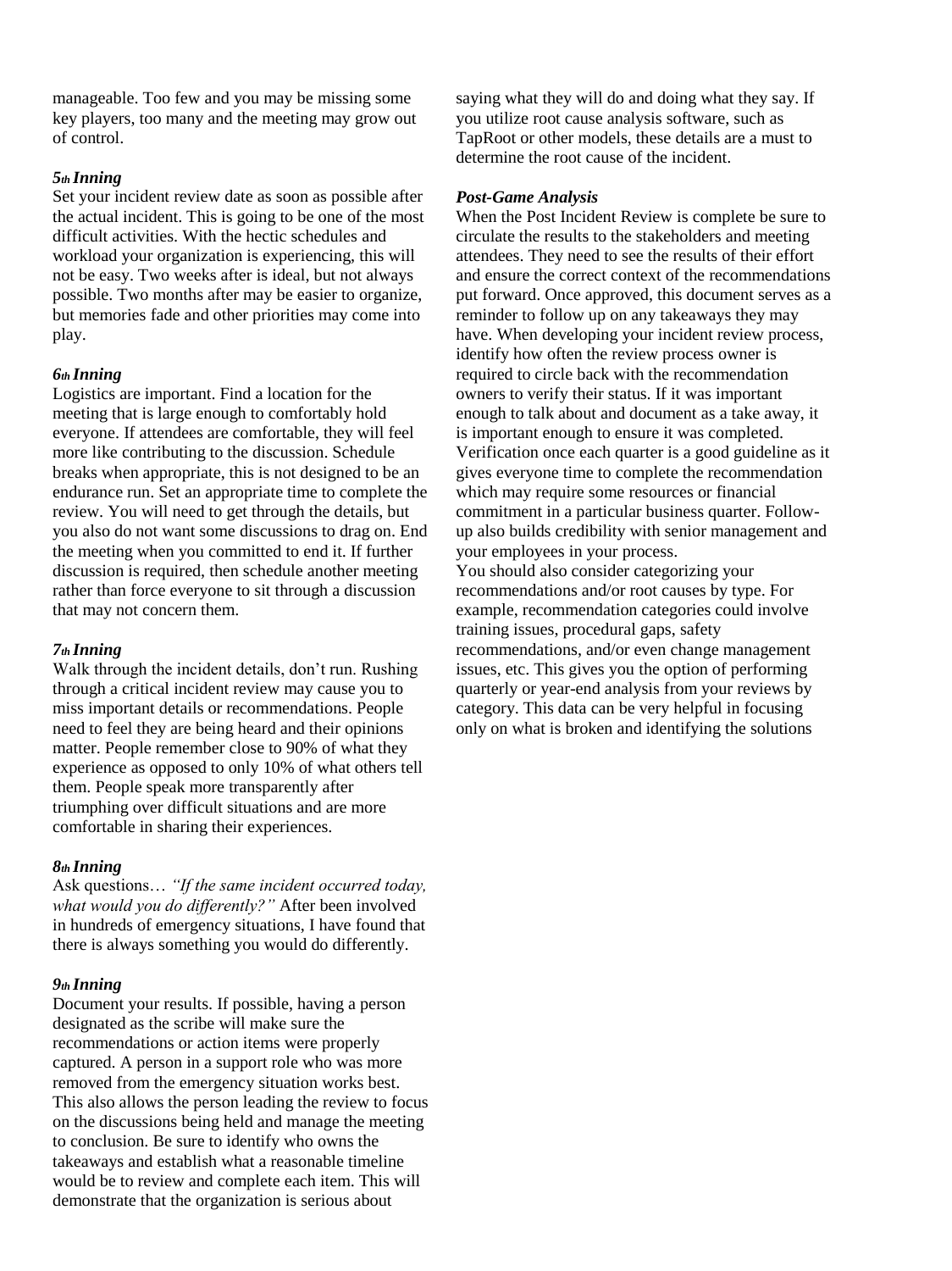manageable. Too few and you may be missing some key players, too many and the meeting may grow out of control.

***5th Inning***

Set your incident review date as soon as possible after the actual incident. This is going to be one of the most difficult activities. With the hectic schedules and workload your organization is experiencing, this will not be easy. Two weeks after is ideal, but not always possible. Two months after may be easier to organize, but memories fade and other priorities may come into play.

***6th Inning***

Logistics are important. Find a location for the meeting that is large enough to comfortably hold everyone. If attendees are comfortable, they will feel more like contributing to the discussion. Schedule breaks when appropriate, this is not designed to be an endurance run. Set an appropriate time to complete the review. You will need to get through the details, but you also do not want some discussions to drag on. End the meeting when you committed to end it. If further discussion is required, then schedule another meeting rather than force everyone to sit through a discussion that may not concern them.

***7th Inning***

Walk through the incident details, don't run. Rushing through a critical incident review may cause you to miss important details or recommendations. People need to feel they are being heard and their opinions matter. People remember close to 90% of what they experience as opposed to only 10% of what others tell them. People speak more transparently after triumphing over difficult situations and are more comfortable in sharing their experiences.

***8th Inning***

Ask questions… *"If the same incident occurred today, what would you do differently?"* After been involved in hundreds of emergency situations, I have found that there is always something you would do differently.

***9th Inning***

Document your results. If possible, having a person designated as the scribe will make sure the recommendations or action items were properly captured. A person in a support role who was more removed from the emergency situation works best. This also allows the person leading the review to focus on the discussions being held and manage the meeting to conclusion. Be sure to identify who owns the takeaways and establish what a reasonable timeline would be to review and complete each item. This will demonstrate that the organization is serious about saying what they will do and doing what they say. If you utilize root cause analysis software, such as TapRoot or other models, these details are a must to determine the root cause of the incident.

***Post-Game Analysis***

When the Post Incident Review is complete be sure to circulate the results to the stakeholders and meeting attendees. They need to see the results of their effort and ensure the correct context of the recommendations put forward. Once approved, this document serves as a reminder to follow up on any takeaways they may have. When developing your incident review process, identify how often the review process owner is required to circle back with the recommendation owners to verify their status. If it was important enough to talk about and document as a take away, it is important enough to ensure it was completed. Verification once each quarter is a good guideline as it gives everyone time to complete the recommendation which may require some resources or financial commitment in a particular business quarter. Follow-up also builds credibility with senior management and your employees in your process.

You should also consider categorizing your recommendations and/or root causes by type. For example, recommendation categories could involve training issues, procedural gaps, safety recommendations, and/or even change management issues, etc. This gives you the option of performing quarterly or year-end analysis from your reviews by category. This data can be very helpful in focusing only on what is broken and identifying the solutions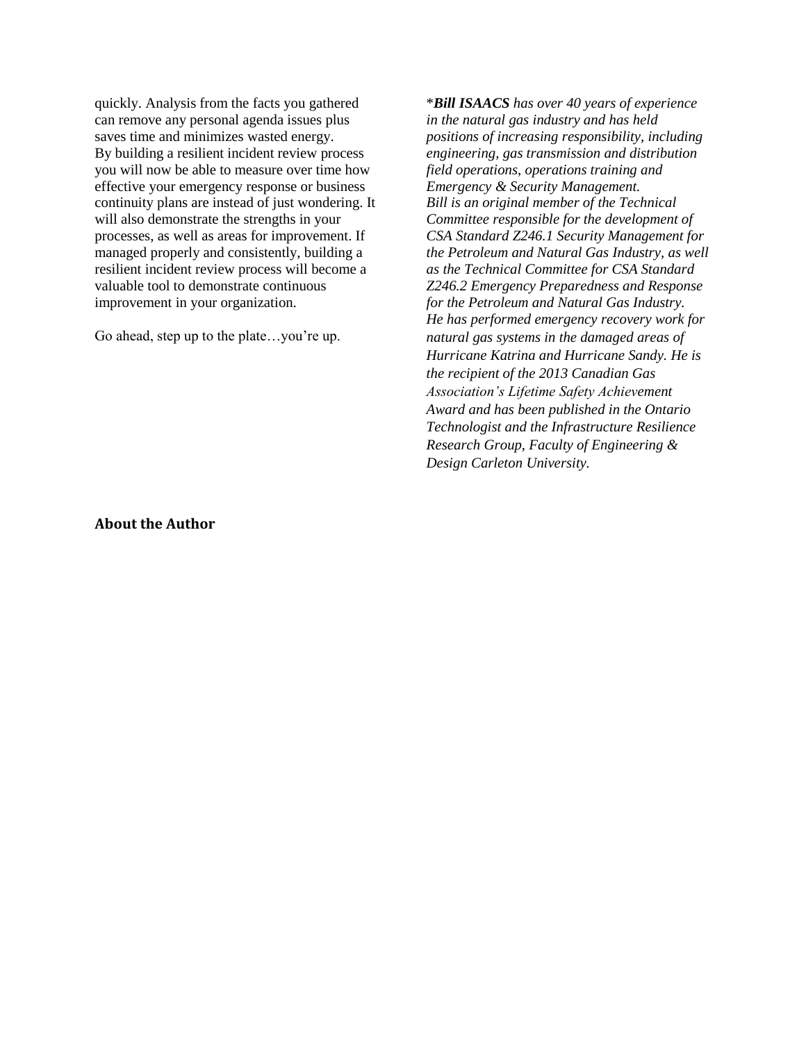quickly. Analysis from the facts you gathered can remove any personal agenda issues plus saves time and minimizes wasted energy.
By building a resilient incident review process you will now be able to measure over time how effective your emergency response or business continuity plans are instead of just wondering. It will also demonstrate the strengths in your processes, as well as areas for improvement. If managed properly and consistently, building a resilient incident review process will become a valuable tool to demonstrate continuous improvement in your organization.

Go ahead, step up to the plate…you're up.

*__Bill ISAACS__ has over 40 years of experience in the natural gas industry and has held positions of increasing responsibility, including engineering, gas transmission and distribution field operations, operations training and Emergency & Security Management.
Bill is an original member of the Technical Committee responsible for the development of CSA Standard Z246.1 Security Management for the Petroleum and Natural Gas Industry, as well as the Technical Committee for CSA Standard Z246.2 Emergency Preparedness and Response for the Petroleum and Natural Gas Industry.
He has performed emergency recovery work for natural gas systems in the damaged areas of Hurricane Katrina and Hurricane Sandy. He is the recipient of the 2013 Canadian Gas Association's Lifetime Safety Achievement Award and has been published in the Ontario Technologist and the Infrastructure Resilience Research Group, Faculty of Engineering & Design Carleton University.*

**About the Author**